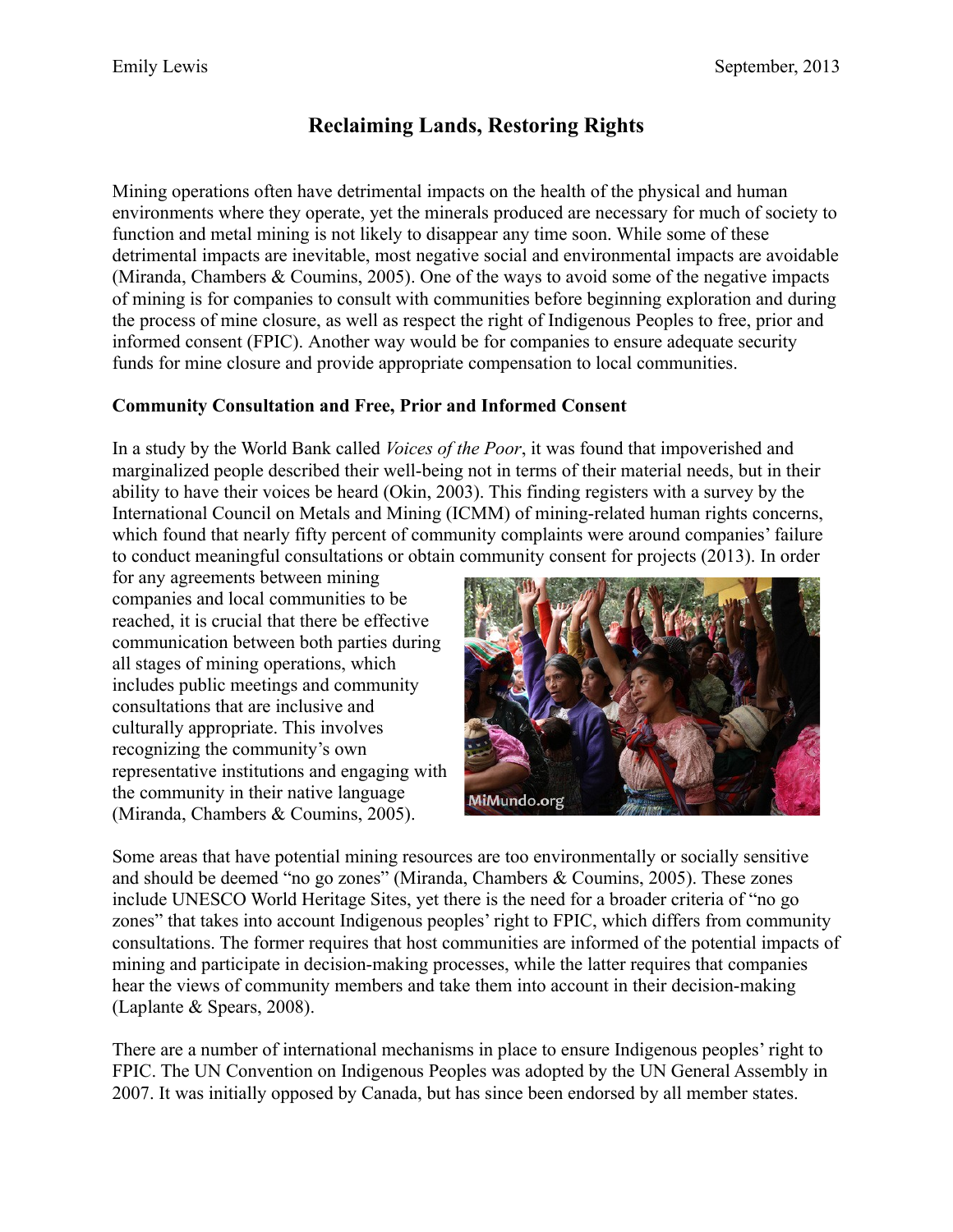Emily Lewis September, 2013

# Reclaiming Lands, Restoring Rights

Mining operations often have detrimental impacts on the health of the physical and human environments where they operate, yet the minerals produced are necessary for much of society to function and metal mining is not likely to disappear any time soon. While some of these detrimental impacts are inevitable, most negative social and environmental impacts are avoidable (Miranda, Chambers & Coumins, 2005). One of the ways to avoid some of the negative impacts of mining is for companies to consult with communities before beginning exploration and during the process of mine closure, as well as respect the right of Indigenous Peoples to free, prior and informed consent (FPIC). Another way would be for companies to ensure adequate security funds for mine closure and provide appropriate compensation to local communities.

## Community Consultation and Free, Prior and Informed Consent

In a study by the World Bank called *Voices of the Poor*, it was found that impoverished and marginalized people described their well-being not in terms of their material needs, but in their ability to have their voices be heard (Okin, 2003). This finding registers with a survey by the International Council on Metals and Mining (ICMM) of mining-related human rights concerns, which found that nearly fifty percent of community complaints were around companies' failure to conduct meaningful consultations or obtain community consent for projects (2013). In order for any agreements between mining companies and local communities to be reached, it is crucial that there be effective communication between both parties during all stages of mining operations, which includes public meetings and community consultations that are inclusive and culturally appropriate. This involves recognizing the community's own representative institutions and engaging with the community in their native language (Miranda, Chambers & Coumins, 2005).

Some areas that have potential mining resources are too environmentally or socially sensitive and should be deemed "no go zones" (Miranda, Chambers & Coumins, 2005). These zones include UNESCO World Heritage Sites, yet there is the need for a broader criteria of "no go zones" that takes into account Indigenous peoples' right to FPIC, which differs from community consultations. The former requires that host communities are informed of the potential impacts of mining and participate in decision-making processes, while the latter requires that companies hear the views of community members and take them into account in their decision-making (Laplante & Spears, 2008).

There are a number of international mechanisms in place to ensure Indigenous peoples' right to FPIC. The UN Convention on Indigenous Peoples was adopted by the UN General Assembly in 2007. It was initially opposed by Canada, but has since been endorsed by all member states.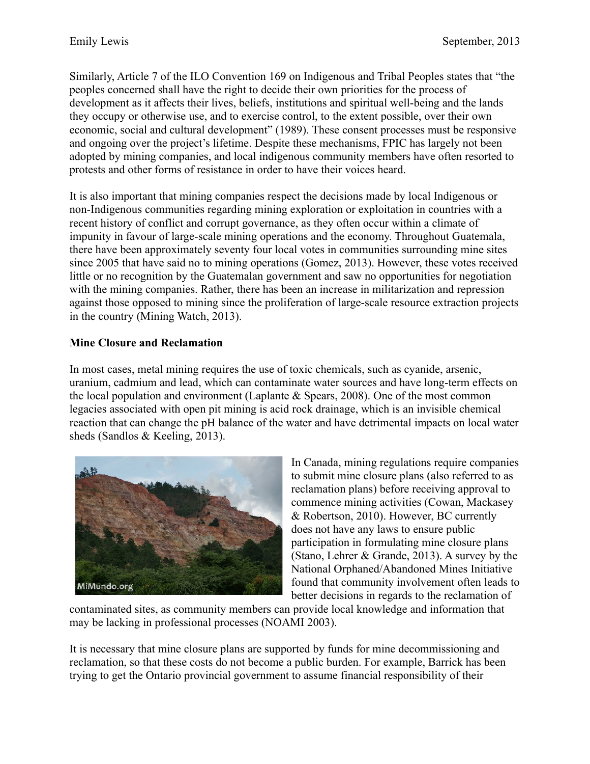Similarly, Article 7 of the ILO Convention 169 on Indigenous and Tribal Peoples states that "the peoples concerned shall have the right to decide their own priorities for the process of development as it affects their lives, beliefs, institutions and spiritual well-being and the lands they occupy or otherwise use, and to exercise control, to the extent possible, over their own economic, social and cultural development" (1989). These consent processes must be responsive and ongoing over the project's lifetime. Despite these mechanisms, FPIC has largely not been adopted by mining companies, and local indigenous community members have often resorted to protests and other forms of resistance in order to have their voices heard.

It is also important that mining companies respect the decisions made by local Indigenous or non-Indigenous communities regarding mining exploration or exploitation in countries with a recent history of conflict and corrupt governance, as they often occur within a climate of impunity in favour of large-scale mining operations and the economy. Throughout Guatemala, there have been approximately seventy four local votes in communities surrounding mine sites since 2005 that have said no to mining operations (Gomez, 2013). However, these votes received little or no recognition by the Guatemalan government and saw no opportunities for negotiation with the mining companies. Rather, there has been an increase in militarization and repression against those opposed to mining since the proliferation of large-scale resource extraction projects in the country (Mining Watch, 2013).

**Mine Closure and Reclamation**

In most cases, metal mining requires the use of toxic chemicals, such as cyanide, arsenic, uranium, cadmium and lead, which can contaminate water sources and have long-term effects on the local population and environment (Laplante & Spears, 2008). One of the most common legacies associated with open pit mining is acid rock drainage, which is an invisible chemical reaction that can change the pH balance of the water and have detrimental impacts on local water sheds (Sandlos & Keeling, 2013).

In Canada, mining regulations require companies to submit mine closure plans (also referred to as reclamation plans) before receiving approval to commence mining activities (Cowan, Mackasey & Robertson, 2010). However, BC currently does not have any laws to ensure public participation in formulating mine closure plans (Stano, Lehrer & Grande, 2013). A survey by the National Orphaned/Abandoned Mines Initiative found that community involvement often leads to better decisions in regards to the reclamation of contaminated sites, as community members can provide local knowledge and information that may be lacking in professional processes (NOAMI 2003).

It is necessary that mine closure plans are supported by funds for mine decommissioning and reclamation, so that these costs do not become a public burden. For example, Barrick has been trying to get the Ontario provincial government to assume financial responsibility of their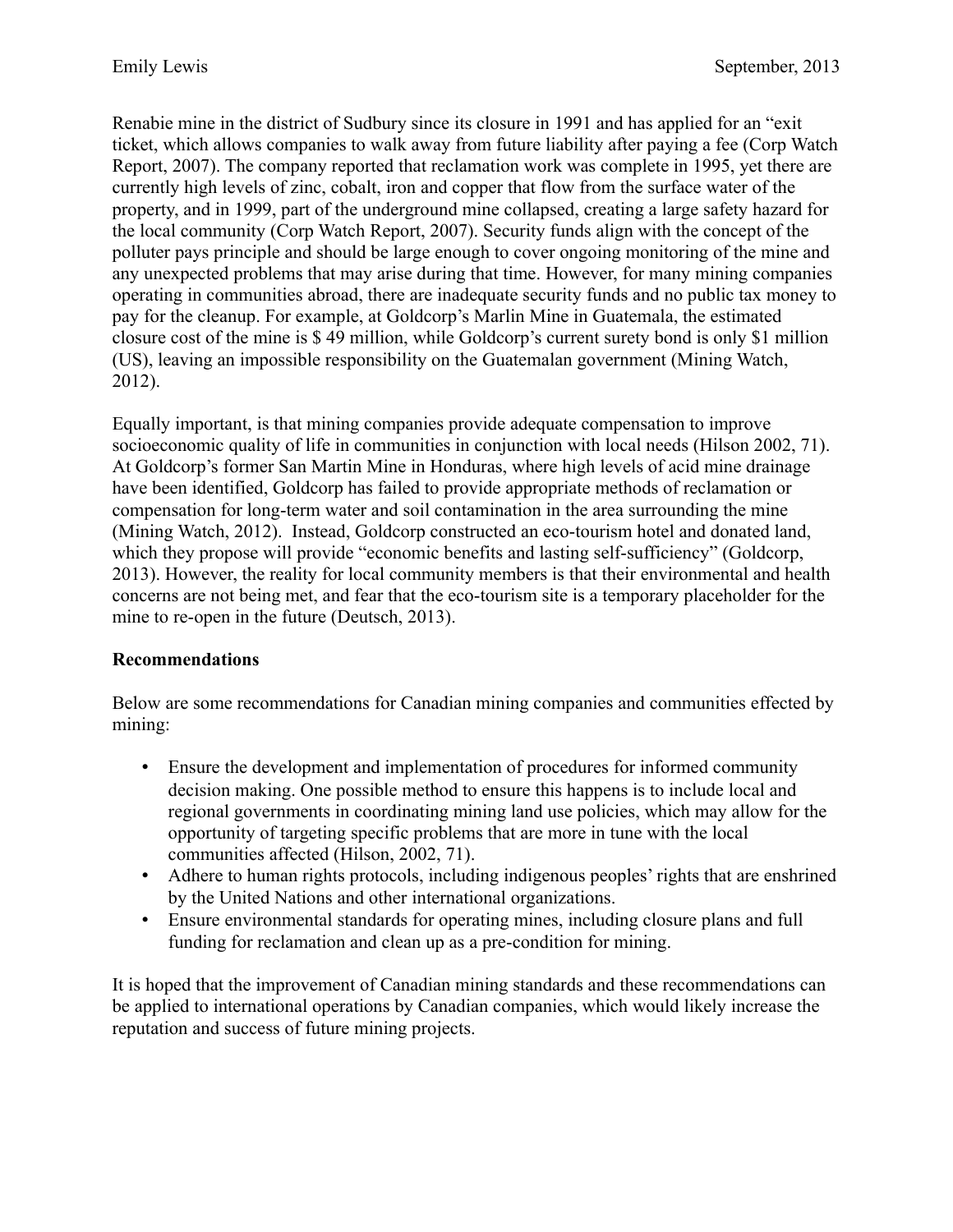Renabie mine in the district of Sudbury since its closure in 1991 and has applied for an "exit ticket, which allows companies to walk away from future liability after paying a fee (Corp Watch Report, 2007). The company reported that reclamation work was complete in 1995, yet there are currently high levels of zinc, cobalt, iron and copper that flow from the surface water of the property, and in 1999, part of the underground mine collapsed, creating a large safety hazard for the local community (Corp Watch Report, 2007). Security funds align with the concept of the polluter pays principle and should be large enough to cover ongoing monitoring of the mine and any unexpected problems that may arise during that time. However, for many mining companies operating in communities abroad, there are inadequate security funds and no public tax money to pay for the cleanup. For example, at Goldcorp's Marlin Mine in Guatemala, the estimated closure cost of the mine is $ 49 million, while Goldcorp's current surety bond is only $1 million (US), leaving an impossible responsibility on the Guatemalan government (Mining Watch, 2012).

Equally important, is that mining companies provide adequate compensation to improve socioeconomic quality of life in communities in conjunction with local needs (Hilson 2002, 71). At Goldcorp's former San Martin Mine in Honduras, where high levels of acid mine drainage have been identified, Goldcorp has failed to provide appropriate methods of reclamation or compensation for long-term water and soil contamination in the area surrounding the mine (Mining Watch, 2012). Instead, Goldcorp constructed an eco-tourism hotel and donated land, which they propose will provide "economic benefits and lasting self-sufficiency" (Goldcorp, 2013). However, the reality for local community members is that their environmental and health concerns are not being met, and fear that the eco-tourism site is a temporary placeholder for the mine to re-open in the future (Deutsch, 2013).

**Recommendations**

Below are some recommendations for Canadian mining companies and communities effected by mining:

- Ensure the development and implementation of procedures for informed community decision making. One possible method to ensure this happens is to include local and regional governments in coordinating mining land use policies, which may allow for the opportunity of targeting specific problems that are more in tune with the local communities affected (Hilson, 2002, 71).
- Adhere to human rights protocols, including indigenous peoples' rights that are enshrined by the United Nations and other international organizations.
- Ensure environmental standards for operating mines, including closure plans and full funding for reclamation and clean up as a pre-condition for mining.

It is hoped that the improvement of Canadian mining standards and these recommendations can be applied to international operations by Canadian companies, which would likely increase the reputation and success of future mining projects.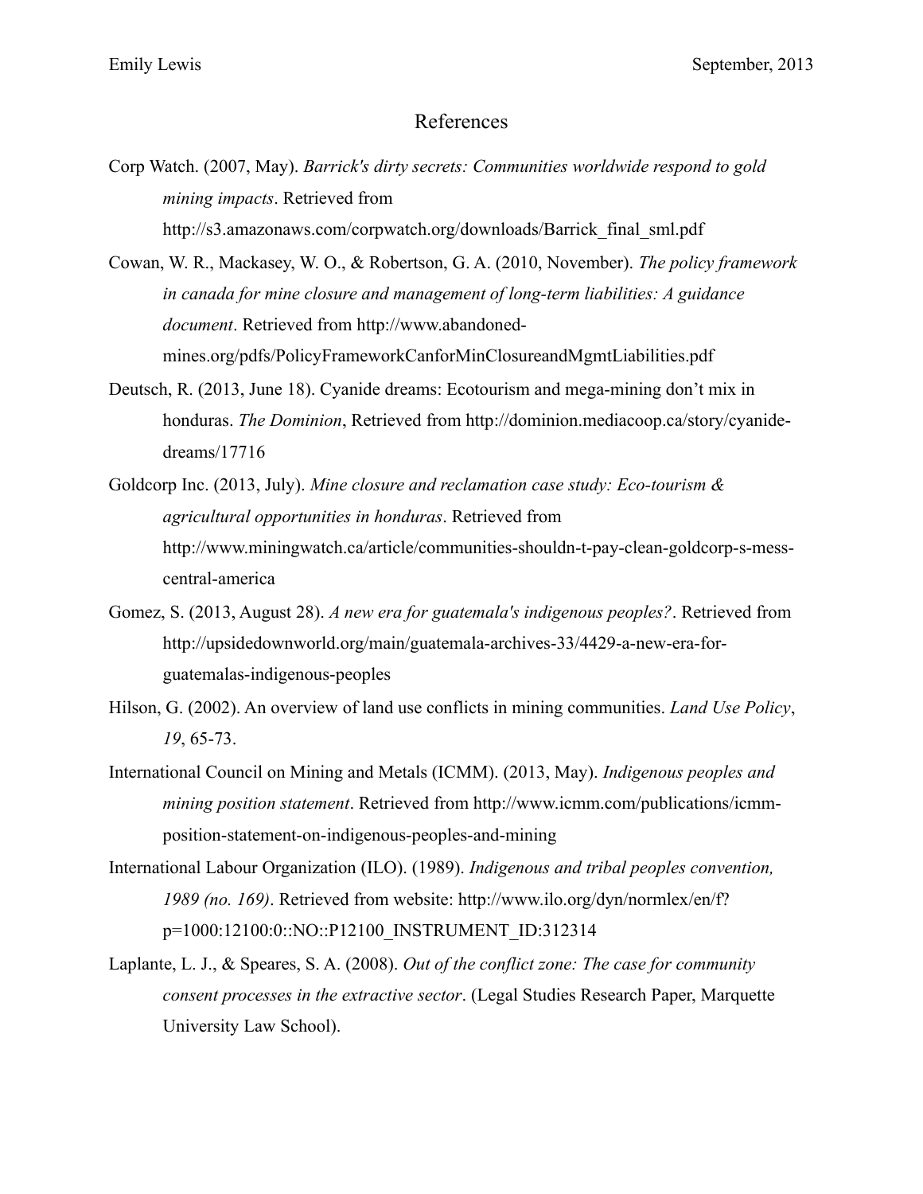# References

Corp Watch. (2007, May). *Barrick's dirty secrets: Communities worldwide respond to gold mining impacts*. Retrieved from http://s3.amazonaws.com/corpwatch.org/downloads/Barrick_final_sml.pdf

Cowan, W. R., Mackasey, W. O., & Robertson, G. A. (2010, November). *The policy framework in canada for mine closure and management of long-term liabilities: A guidance document*. Retrieved from http://www.abandoned-mines.org/pdfs/PolicyFrameworkCanforMinClosureandMgmtLiabilities.pdf

Deutsch, R. (2013, June 18). Cyanide dreams: Ecotourism and mega-mining don't mix in honduras. *The Dominion*, Retrieved from http://dominion.mediacoop.ca/story/cyanide-dreams/17716

Goldcorp Inc. (2013, July). *Mine closure and reclamation case study: Eco-tourism & agricultural opportunities in honduras*. Retrieved from http://www.miningwatch.ca/article/communities-shouldn-t-pay-clean-goldcorp-s-mess-central-america

Gomez, S. (2013, August 28). *A new era for guatemala's indigenous peoples?*. Retrieved from http://upsidedownworld.org/main/guatemala-archives-33/4429-a-new-era-for-guatemalas-indigenous-peoples

Hilson, G. (2002). An overview of land use conflicts in mining communities. *Land Use Policy*, *19*, 65-73.

International Council on Mining and Metals (ICMM). (2013, May). *Indigenous peoples and mining position statement*. Retrieved from http://www.icmm.com/publications/icmm-position-statement-on-indigenous-peoples-and-mining

International Labour Organization (ILO). (1989). *Indigenous and tribal peoples convention, 1989 (no. 169)*. Retrieved from website: http://www.ilo.org/dyn/normlex/en/f?p=1000:12100:0::NO::P12100_INSTRUMENT_ID:312314

Laplante, L. J., & Speares, S. A. (2008). *Out of the conflict zone: The case for community consent processes in the extractive sector*. (Legal Studies Research Paper, Marquette University Law School).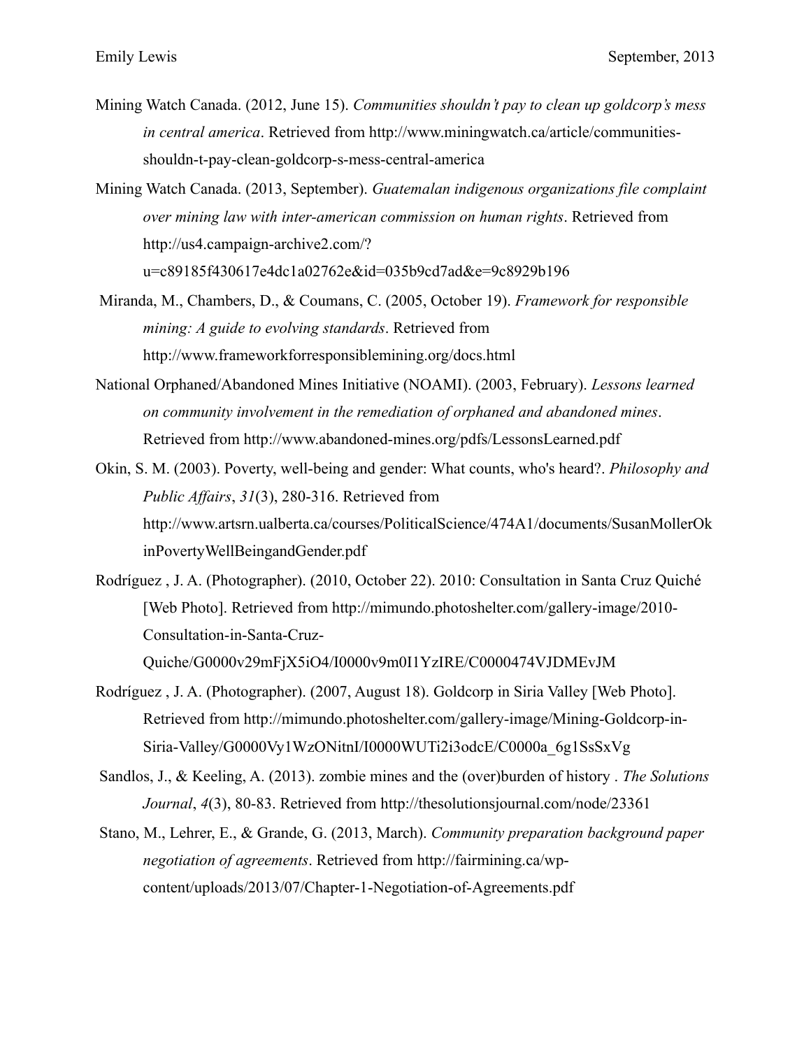Mining Watch Canada. (2012, June 15). *Communities shouldn't pay to clean up goldcorp's mess in central america*. Retrieved from http://www.miningwatch.ca/article/communities-shouldn-t-pay-clean-goldcorp-s-mess-central-america

Mining Watch Canada. (2013, September). *Guatemalan indigenous organizations file complaint over mining law with inter-american commission on human rights*. Retrieved from http://us4.campaign-archive2.com/?u=c89185f430617e4dc1a02762e&id=035b9cd7ad&e=9c8929b196

Miranda, M., Chambers, D., & Coumans, C. (2005, October 19). *Framework for responsible mining: A guide to evolving standards*. Retrieved from http://www.frameworkforresponsiblemining.org/docs.html

National Orphaned/Abandoned Mines Initiative (NOAMI). (2003, February). *Lessons learned on community involvement in the remediation of orphaned and abandoned mines*. Retrieved from http://www.abandoned-mines.org/pdfs/LessonsLearned.pdf

Okin, S. M. (2003). Poverty, well-being and gender: What counts, who's heard?. *Philosophy and Public Affairs*, *31*(3), 280-316. Retrieved from http://www.artsrn.ualberta.ca/courses/PoliticalScience/474A1/documents/SusanMollerOkinPovertyWellBeingandGender.pdf

Rodríguez , J. A. (Photographer). (2010, October 22). 2010: Consultation in Santa Cruz Quiché [Web Photo]. Retrieved from http://mimundo.photoshelter.com/gallery-image/2010-Consultation-in-Santa-Cruz-Quiche/G0000v29mFjX5iO4/I0000v9m0I1YzIRE/C0000474VJDMEvJM

Rodríguez , J. A. (Photographer). (2007, August 18). Goldcorp in Siria Valley [Web Photo]. Retrieved from http://mimundo.photoshelter.com/gallery-image/Mining-Goldcorp-in-Siria-Valley/G0000Vy1WzONitnI/I0000WUTi2i3odcE/C0000a_6g1SsSxVg

Sandlos, J., & Keeling, A. (2013). zombie mines and the (over)burden of history . *The Solutions Journal*, *4*(3), 80-83. Retrieved from http://thesolutionsjournal.com/node/23361

Stano, M., Lehrer, E., & Grande, G. (2013, March). *Community preparation background paper negotiation of agreements*. Retrieved from http://fairmining.ca/wp-content/uploads/2013/07/Chapter-1-Negotiation-of-Agreements.pdf